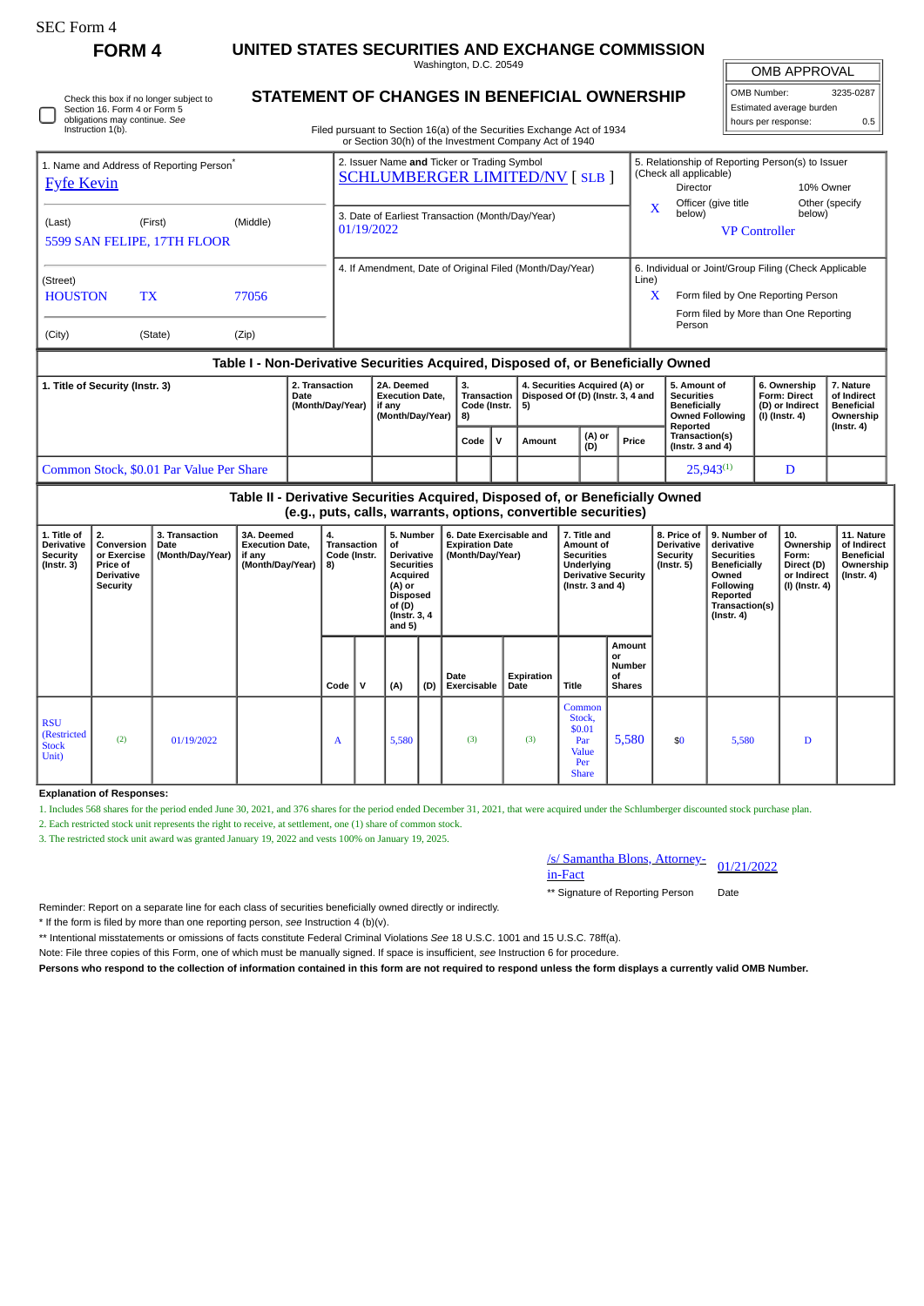SEC Form 4

**FORM 4**

# UNITED STATES SECURITIES AND EXCHANGE COMMISSION

Washington, D.C. 20549

## STATEMENT OF CHANGES IN BENEFICIAL OWNERSHIP

Filed pursuant to Section 16(a) of the Securities Exchange Act of 1934 or Section 30(h) of the Investment Company Act of 1940

| OMB APPROVAL | |
|---|---|
| OMB Number: | 3235-0287 |
| Estimated average burden | |
| hours per response: | 0.5 |

☐ Check this box if no longer subject to Section 16. Form 4 or Form 5 obligations may continue. *See* Instruction 1(b).

| 1. Name and Address of Reporting Person* | 2. Issuer Name **and** Ticker or Trading Symbol | 5. Relationship of Reporting Person(s) to Issuer (Check all applicable) |
|---|---|---|
| Fyfe Kevin | SCHLUMBERGER LIMITED/NV [ SLB ] | Director / 10% Owner |
| (Last) (First) (Middle) | 3. Date of Earliest Transaction (Month/Day/Year) | X Officer (give title below) / Other (specify below) |
| 5599 SAN FELIPE, 17TH FLOOR | 01/19/2022 | VP Controller |
| (Street) | 4. If Amendment, Date of Original Filed (Month/Day/Year) | 6. Individual or Joint/Group Filing (Check Applicable Line) |
| HOUSTON TX 77056 | | X Form filed by One Reporting Person |
| (City) (State) (Zip) | | Form filed by More than One Reporting Person |

### Table I - Non-Derivative Securities Acquired, Disposed of, or Beneficially Owned

| 1. Title of Security (Instr. 3) | 2. Transaction Date (Month/Day/Year) | 2A. Deemed Execution Date, if any (Month/Day/Year) | 3. Transaction Code (Instr. 8) | | 4. Securities Acquired (A) or Disposed Of (D) (Instr. 3, 4 and 5) | | | 5. Amount of Securities Beneficially Owned Following Reported Transaction(s) (Instr. 3 and 4) | 6. Ownership Form: Direct (D) or Indirect (I) (Instr. 4) | 7. Nature of Indirect Beneficial Ownership (Instr. 4) |
|---|---|---|---|---|---|---|---|---|---|---|
| | | | Code | V | Amount | (A) or (D) | Price | | | |
| Common Stock, $0.01 Par Value Per Share | | | | | | | | 25,943[1] | D | |

### Table II - Derivative Securities Acquired, Disposed of, or Beneficially Owned (e.g., puts, calls, warrants, options, convertible securities)

| 1. Title of Derivative Security (Instr. 3) | 2. Conversion or Exercise Price of Derivative Security | 3. Transaction Date (Month/Day/Year) | 3A. Deemed Execution Date, if any (Month/Day/Year) | 4. Transaction Code (Instr. 8) | | 5. Number of Derivative Securities Acquired (A) or Disposed of (D) (Instr. 3, 4 and 5) | | 6. Date Exercisable and Expiration Date (Month/Day/Year) | | 7. Title and Amount of Securities Underlying Derivative Security (Instr. 3 and 4) | | 8. Price of Derivative Security (Instr. 5) | 9. Number of derivative Securities Beneficially Owned Following Reported Transaction(s) (Instr. 4) | 10. Ownership Form: Direct (D) or Indirect (I) (Instr. 4) | 11. Nature of Indirect Beneficial Ownership (Instr. 4) |
|---|---|---|---|---|---|---|---|---|---|---|---|---|---|---|---|
| | | | | Code | V | (A) | (D) | Date Exercisable | Expiration Date | Title | Amount or Number of Shares | | | | |
| RSU (Restricted Stock Unit) | (2) | 01/19/2022 | | A | | 5,580 | | (3) | (3) | Common Stock, $0.01 Par Value Per Share | 5,580 | $0 | 5,580 | D | |

**Explanation of Responses:**

1. Includes 568 shares for the period ended June 30, 2021, and 376 shares for the period ended December 31, 2021, that were acquired under the Schlumberger discounted stock purchase plan.
2. Each restricted stock unit represents the right to receive, at settlement, one (1) share of common stock.
3. The restricted stock unit award was granted January 19, 2022 and vests 100% on January 19, 2025.

/s/ Samantha Blons, Attorney-in-Fact — 01/21/2022

** Signature of Reporting Person — Date

Reminder: Report on a separate line for each class of securities beneficially owned directly or indirectly.

\* If the form is filed by more than one reporting person, *see* Instruction 4 (b)(v).

** Intentional misstatements or omissions of facts constitute Federal Criminal Violations *See* 18 U.S.C. 1001 and 15 U.S.C. 78ff(a).

Note: File three copies of this Form, one of which must be manually signed. If space is insufficient, *see* Instruction 6 for procedure.

**Persons who respond to the collection of information contained in this form are not required to respond unless the form displays a currently valid OMB Number.**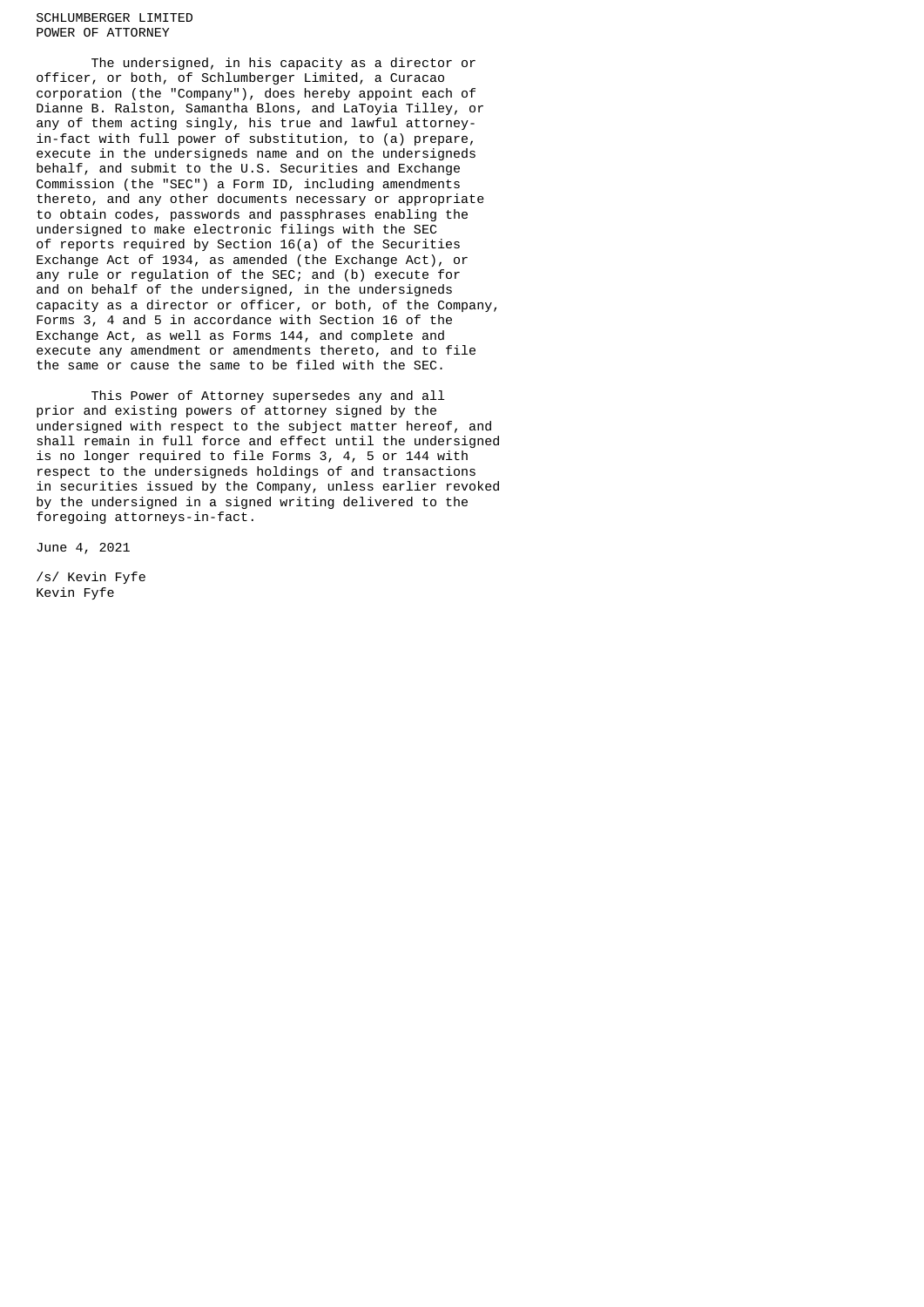SCHLUMBERGER LIMITED
POWER OF ATTORNEY

The undersigned, in his capacity as a director or officer, or both, of Schlumberger Limited, a Curacao corporation (the "Company"), does hereby appoint each of Dianne B. Ralston, Samantha Blons, and LaToyia Tilley, or any of them acting singly, his true and lawful attorney-in-fact with full power of substitution, to (a) prepare, execute in the undersigneds name and on the undersigneds behalf, and submit to the U.S. Securities and Exchange Commission (the "SEC") a Form ID, including amendments thereto, and any other documents necessary or appropriate to obtain codes, passwords and passphrases enabling the undersigned to make electronic filings with the SEC of reports required by Section 16(a) of the Securities Exchange Act of 1934, as amended (the Exchange Act), or any rule or regulation of the SEC; and (b) execute for and on behalf of the undersigned, in the undersigneds capacity as a director or officer, or both, of the Company, Forms 3, 4 and 5 in accordance with Section 16 of the Exchange Act, as well as Forms 144, and complete and execute any amendment or amendments thereto, and to file the same or cause the same to be filed with the SEC.

This Power of Attorney supersedes any and all prior and existing powers of attorney signed by the undersigned with respect to the subject matter hereof, and shall remain in full force and effect until the undersigned is no longer required to file Forms 3, 4, 5 or 144 with respect to the undersigneds holdings of and transactions in securities issued by the Company, unless earlier revoked by the undersigned in a signed writing delivered to the foregoing attorneys-in-fact.

June 4, 2021

/s/ Kevin Fyfe
Kevin Fyfe